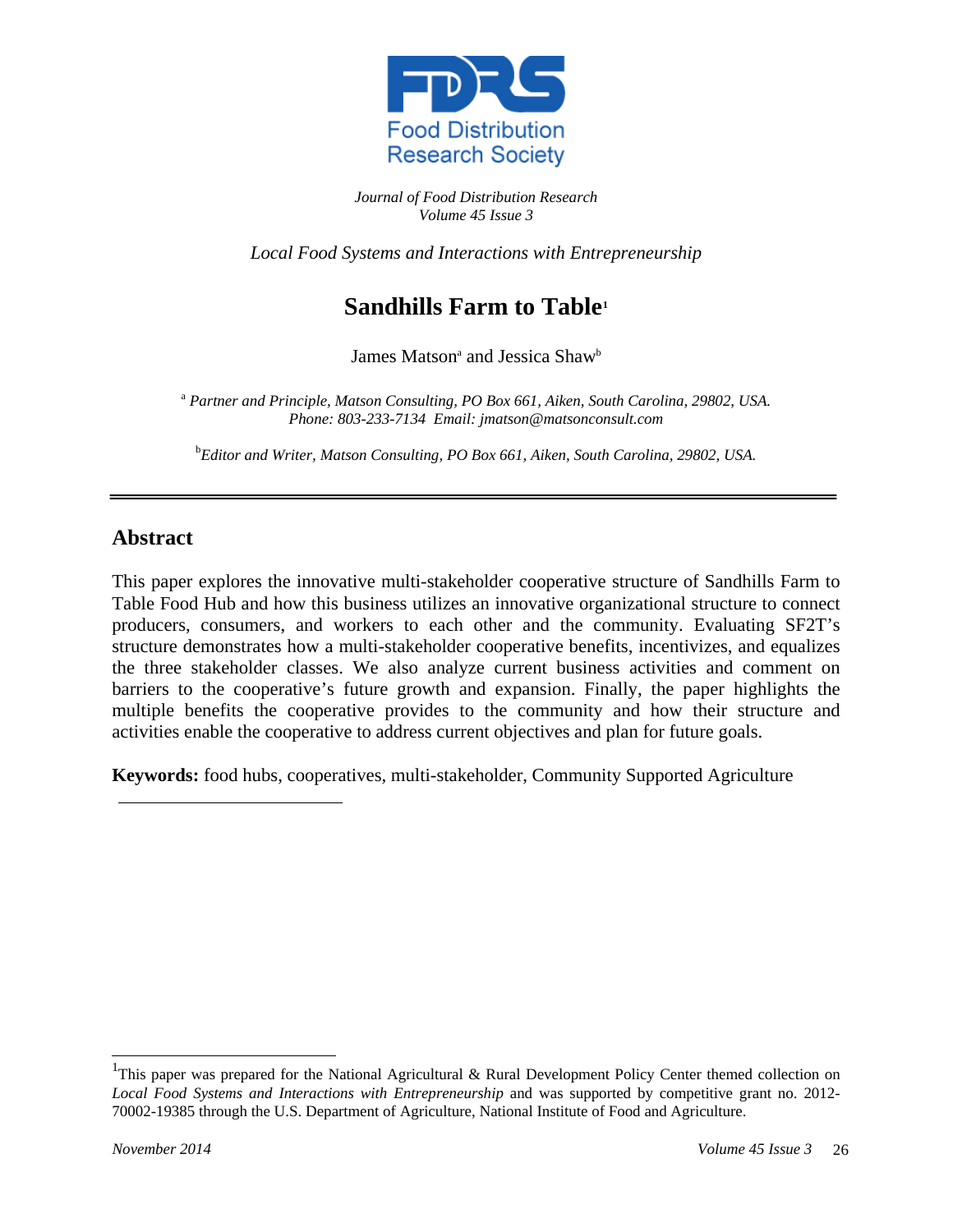Food Distribution Research Society

*Journal of Food Distribution Research*
*Volume 45 Issue 3*

*Local Food Systems and Interactions with Entrepreneurship*

# Sandhills Farm to Table[1]

James Matson[a] and Jessica Shaw[b]

[a] *Partner and Principle, Matson Consulting, PO Box 661, Aiken, South Carolina, 29802, USA. Phone: 803-233-7134 Email: jmatson@matsonconsult.com*

[b] *Editor and Writer, Matson Consulting, PO Box 661, Aiken, South Carolina, 29802, USA.*

## Abstract

This paper explores the innovative multi-stakeholder cooperative structure of Sandhills Farm to Table Food Hub and how this business utilizes an innovative organizational structure to connect producers, consumers, and workers to each other and the community. Evaluating SF2T's structure demonstrates how a multi-stakeholder cooperative benefits, incentivizes, and equalizes the three stakeholder classes. We also analyze current business activities and comment on barriers to the cooperative's future growth and expansion. Finally, the paper highlights the multiple benefits the cooperative provides to the community and how their structure and activities enable the cooperative to address current objectives and plan for future goals.

**Keywords:** food hubs, cooperatives, multi-stakeholder, Community Supported Agriculture

[1] This paper was prepared for the National Agricultural & Rural Development Policy Center themed collection on *Local Food Systems and Interactions with Entrepreneurship* and was supported by competitive grant no. 2012-70002-19385 through the U.S. Department of Agriculture, National Institute of Food and Agriculture.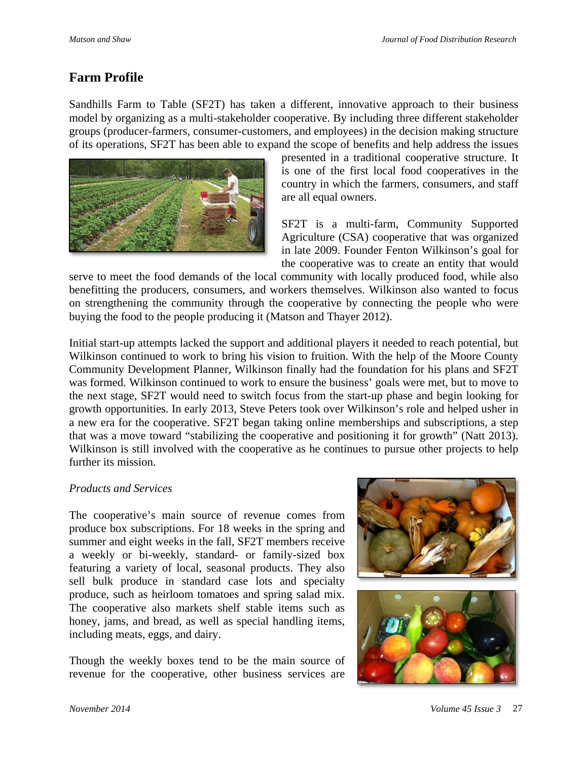## Farm Profile

Sandhills Farm to Table (SF2T) has taken a different, innovative approach to their business model by organizing as a multi-stakeholder cooperative. By including three different stakeholder groups (producer-farmers, consumer-customers, and employees) in the decision making structure of its operations, SF2T has been able to expand the scope of benefits and help address the issues presented in a traditional cooperative structure. It is one of the first local food cooperatives in the country in which the farmers, consumers, and staff are all equal owners.

SF2T is a multi-farm, Community Supported Agriculture (CSA) cooperative that was organized in late 2009. Founder Fenton Wilkinson's goal for the cooperative was to create an entity that would serve to meet the food demands of the local community with locally produced food, while also benefitting the producers, consumers, and workers themselves. Wilkinson also wanted to focus on strengthening the community through the cooperative by connecting the people who were buying the food to the people producing it (Matson and Thayer 2012).

Initial start-up attempts lacked the support and additional players it needed to reach potential, but Wilkinson continued to work to bring his vision to fruition. With the help of the Moore County Community Development Planner, Wilkinson finally had the foundation for his plans and SF2T was formed. Wilkinson continued to work to ensure the business' goals were met, but to move to the next stage, SF2T would need to switch focus from the start-up phase and begin looking for growth opportunities. In early 2013, Steve Peters took over Wilkinson's role and helped usher in a new era for the cooperative. SF2T began taking online memberships and subscriptions, a step that was a move toward "stabilizing the cooperative and positioning it for growth" (Natt 2013). Wilkinson is still involved with the cooperative as he continues to pursue other projects to help further its mission.

*Products and Services*

The cooperative's main source of revenue comes from produce box subscriptions. For 18 weeks in the spring and summer and eight weeks in the fall, SF2T members receive a weekly or bi-weekly, standard- or family-sized box featuring a variety of local, seasonal products. They also sell bulk produce in standard case lots and specialty produce, such as heirloom tomatoes and spring salad mix. The cooperative also markets shelf stable items such as honey, jams, and bread, as well as special handling items, including meats, eggs, and dairy.

Though the weekly boxes tend to be the main source of revenue for the cooperative, other business services are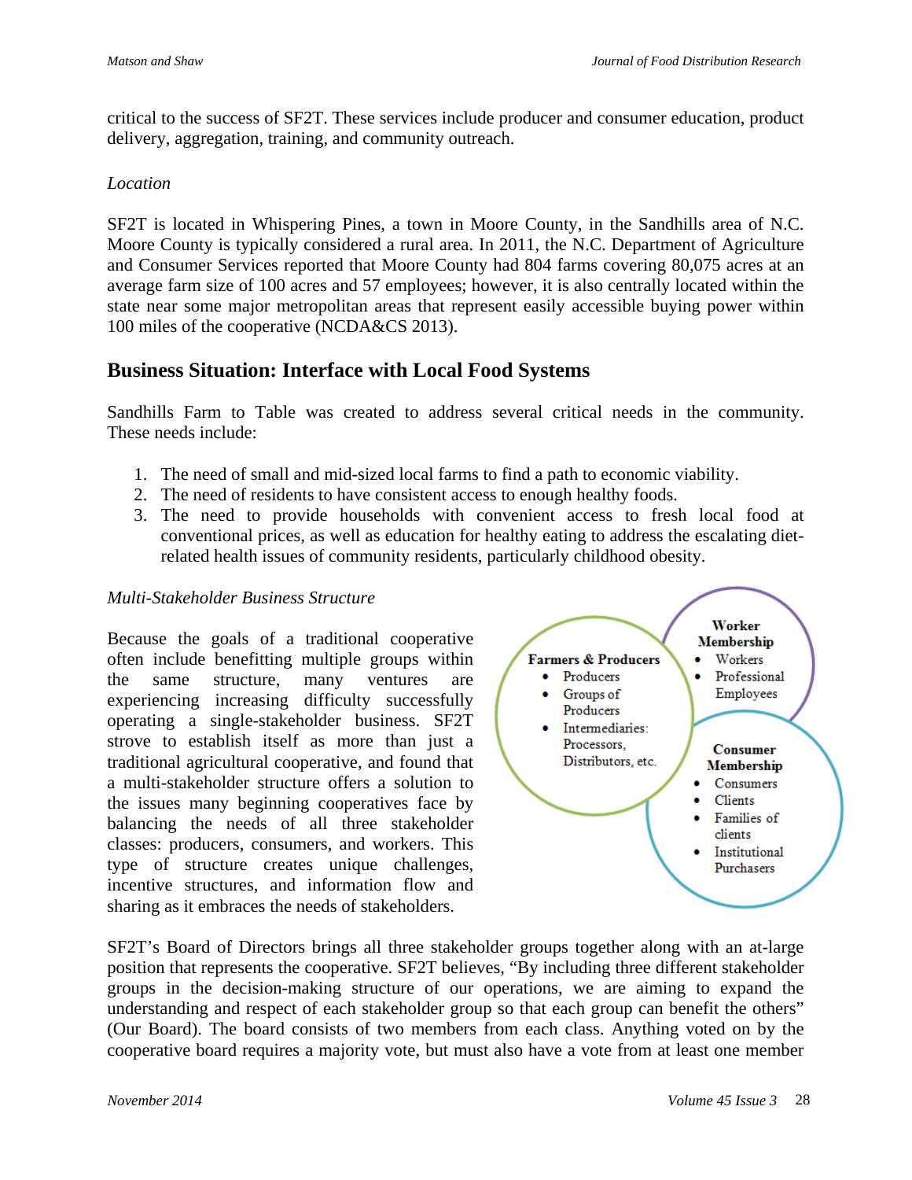critical to the success of SF2T. These services include producer and consumer education, product delivery, aggregation, training, and community outreach.

*Location*

SF2T is located in Whispering Pines, a town in Moore County, in the Sandhills area of N.C. Moore County is typically considered a rural area. In 2011, the N.C. Department of Agriculture and Consumer Services reported that Moore County had 804 farms covering 80,075 acres at an average farm size of 100 acres and 57 employees; however, it is also centrally located within the state near some major metropolitan areas that represent easily accessible buying power within 100 miles of the cooperative (NCDA&CS 2013).

## Business Situation: Interface with Local Food Systems

Sandhills Farm to Table was created to address several critical needs in the community. These needs include:

1. The need of small and mid-sized local farms to find a path to economic viability.
2. The need of residents to have consistent access to enough healthy foods.
3. The need to provide households with convenient access to fresh local food at conventional prices, as well as education for healthy eating to address the escalating diet-related health issues of community residents, particularly childhood obesity.

*Multi-Stakeholder Business Structure*

Because the goals of a traditional cooperative often include benefitting multiple groups within the same structure, many ventures are experiencing increasing difficulty successfully operating a single-stakeholder business. SF2T strove to establish itself as more than just a traditional agricultural cooperative, and found that a multi-stakeholder structure offers a solution to the issues many beginning cooperatives face by balancing the needs of all three stakeholder classes: producers, consumers, and workers. This type of structure creates unique challenges, incentive structures, and information flow and sharing as it embraces the needs of stakeholders.

**Farmers & Producers**
- Producers
- Groups of Producers
- Intermediaries: Processors, Distributors, etc.

**Worker Membership**
- Workers
- Professional Employees

**Consumer Membership**
- Consumers
- Clients
- Families of clients
- Institutional Purchasers

SF2T's Board of Directors brings all three stakeholder groups together along with an at-large position that represents the cooperative. SF2T believes, "By including three different stakeholder groups in the decision-making structure of our operations, we are aiming to expand the understanding and respect of each stakeholder group so that each group can benefit the others" (Our Board). The board consists of two members from each class. Anything voted on by the cooperative board requires a majority vote, but must also have a vote from at least one member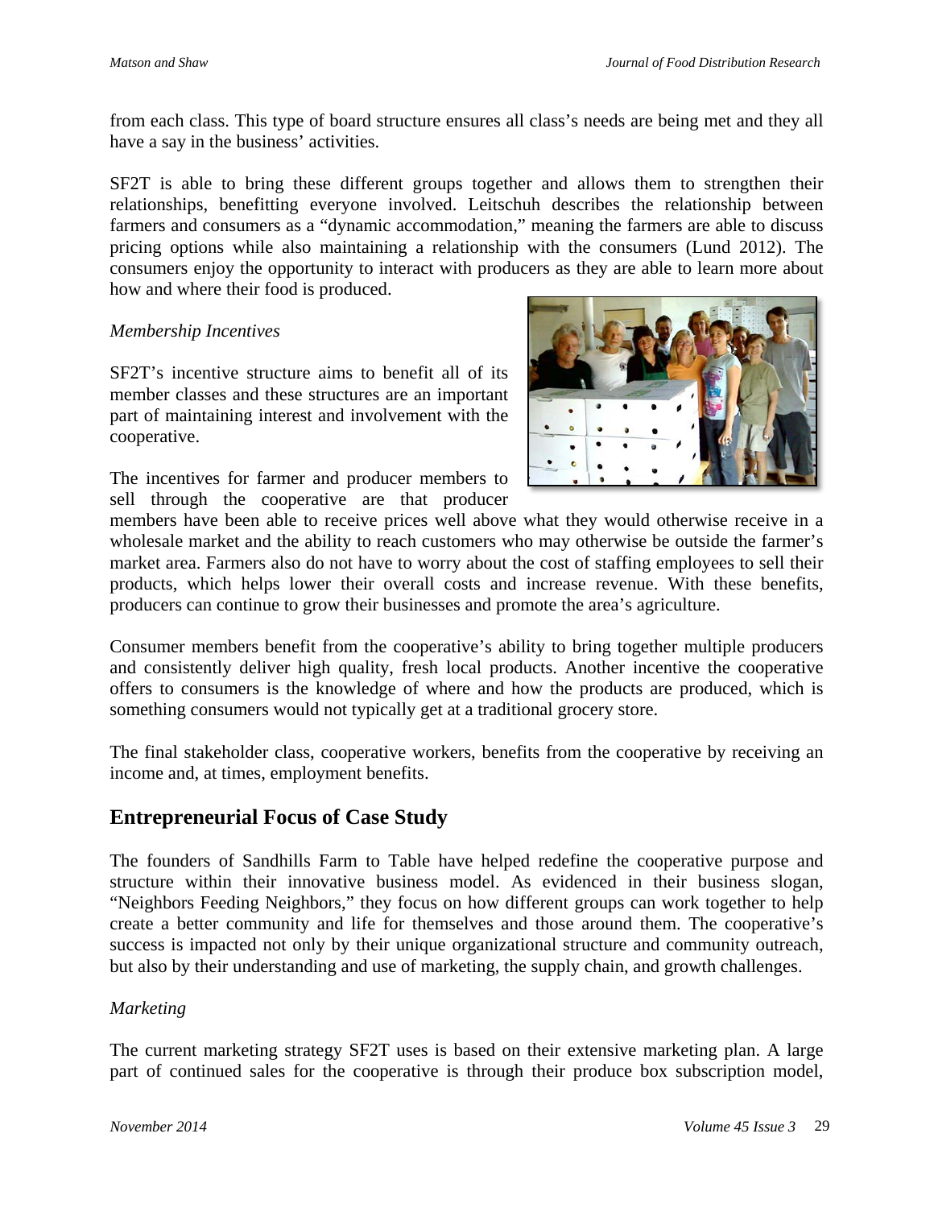from each class. This type of board structure ensures all class's needs are being met and they all have a say in the business' activities.

SF2T is able to bring these different groups together and allows them to strengthen their relationships, benefitting everyone involved. Leitschuh describes the relationship between farmers and consumers as a "dynamic accommodation," meaning the farmers are able to discuss pricing options while also maintaining a relationship with the consumers (Lund 2012). The consumers enjoy the opportunity to interact with producers as they are able to learn more about how and where their food is produced.

*Membership Incentives*

SF2T's incentive structure aims to benefit all of its member classes and these structures are an important part of maintaining interest and involvement with the cooperative.

The incentives for farmer and producer members to sell through the cooperative are that producer members have been able to receive prices well above what they would otherwise receive in a wholesale market and the ability to reach customers who may otherwise be outside the farmer's market area. Farmers also do not have to worry about the cost of staffing employees to sell their products, which helps lower their overall costs and increase revenue. With these benefits, producers can continue to grow their businesses and promote the area's agriculture.

Consumer members benefit from the cooperative's ability to bring together multiple producers and consistently deliver high quality, fresh local products. Another incentive the cooperative offers to consumers is the knowledge of where and how the products are produced, which is something consumers would not typically get at a traditional grocery store.

The final stakeholder class, cooperative workers, benefits from the cooperative by receiving an income and, at times, employment benefits.

## Entrepreneurial Focus of Case Study

The founders of Sandhills Farm to Table have helped redefine the cooperative purpose and structure within their innovative business model. As evidenced in their business slogan, "Neighbors Feeding Neighbors," they focus on how different groups can work together to help create a better community and life for themselves and those around them. The cooperative's success is impacted not only by their unique organizational structure and community outreach, but also by their understanding and use of marketing, the supply chain, and growth challenges.

*Marketing*

The current marketing strategy SF2T uses is based on their extensive marketing plan. A large part of continued sales for the cooperative is through their produce box subscription model,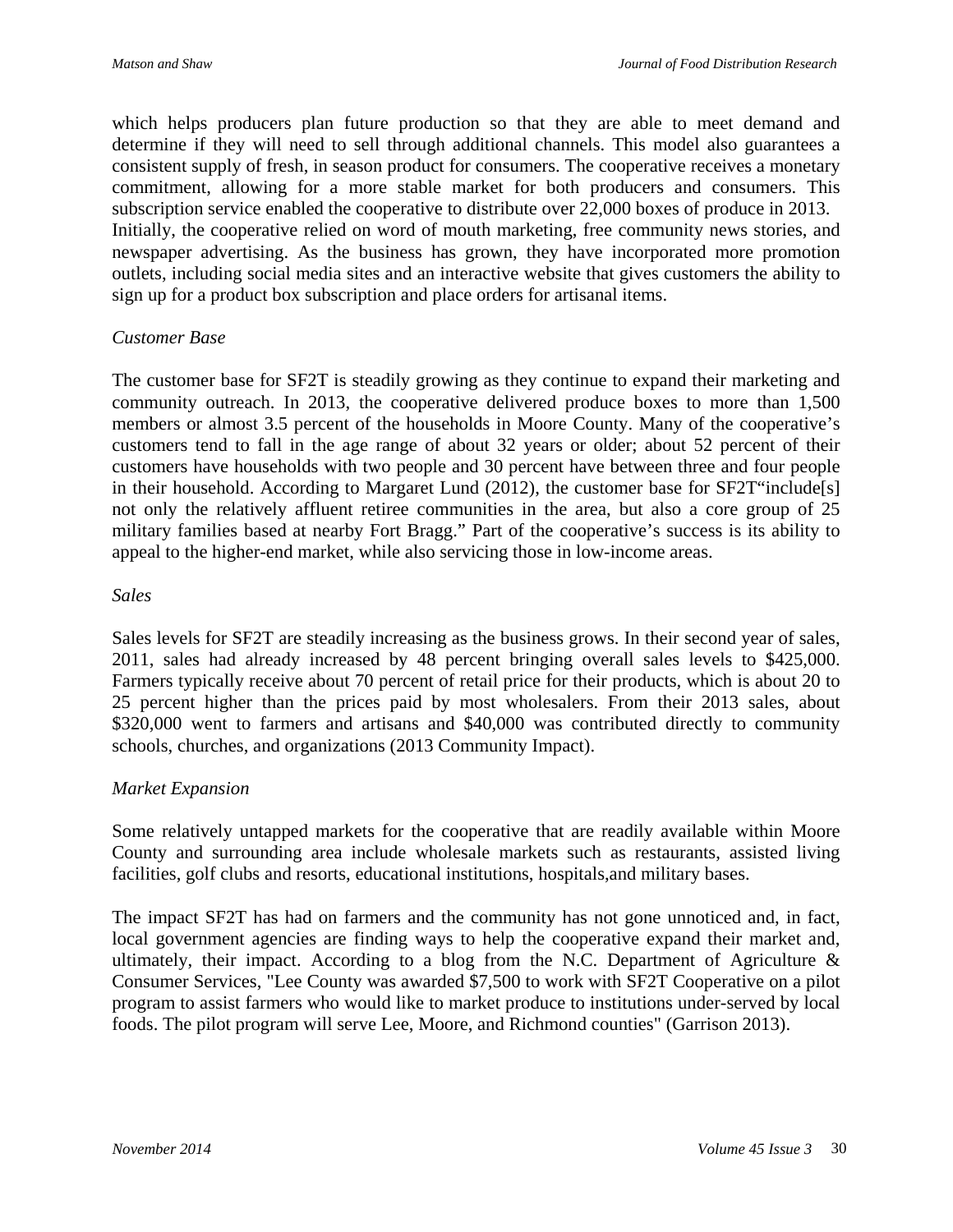which helps producers plan future production so that they are able to meet demand and determine if they will need to sell through additional channels. This model also guarantees a consistent supply of fresh, in season product for consumers. The cooperative receives a monetary commitment, allowing for a more stable market for both producers and consumers. This subscription service enabled the cooperative to distribute over 22,000 boxes of produce in 2013. Initially, the cooperative relied on word of mouth marketing, free community news stories, and newspaper advertising. As the business has grown, they have incorporated more promotion outlets, including social media sites and an interactive website that gives customers the ability to sign up for a product box subscription and place orders for artisanal items.

*Customer Base*

The customer base for SF2T is steadily growing as they continue to expand their marketing and community outreach. In 2013, the cooperative delivered produce boxes to more than 1,500 members or almost 3.5 percent of the households in Moore County. Many of the cooperative's customers tend to fall in the age range of about 32 years or older; about 52 percent of their customers have households with two people and 30 percent have between three and four people in their household. According to Margaret Lund (2012), the customer base for SF2T"include[s] not only the relatively affluent retiree communities in the area, but also a core group of 25 military families based at nearby Fort Bragg." Part of the cooperative's success is its ability to appeal to the higher-end market, while also servicing those in low-income areas.

*Sales*

Sales levels for SF2T are steadily increasing as the business grows. In their second year of sales, 2011, sales had already increased by 48 percent bringing overall sales levels to $425,000. Farmers typically receive about 70 percent of retail price for their products, which is about 20 to 25 percent higher than the prices paid by most wholesalers. From their 2013 sales, about $320,000 went to farmers and artisans and $40,000 was contributed directly to community schools, churches, and organizations (2013 Community Impact).

*Market Expansion*

Some relatively untapped markets for the cooperative that are readily available within Moore County and surrounding area include wholesale markets such as restaurants, assisted living facilities, golf clubs and resorts, educational institutions, hospitals,and military bases.

The impact SF2T has had on farmers and the community has not gone unnoticed and, in fact, local government agencies are finding ways to help the cooperative expand their market and, ultimately, their impact. According to a blog from the N.C. Department of Agriculture & Consumer Services, "Lee County was awarded $7,500 to work with SF2T Cooperative on a pilot program to assist farmers who would like to market produce to institutions under-served by local foods. The pilot program will serve Lee, Moore, and Richmond counties" (Garrison 2013).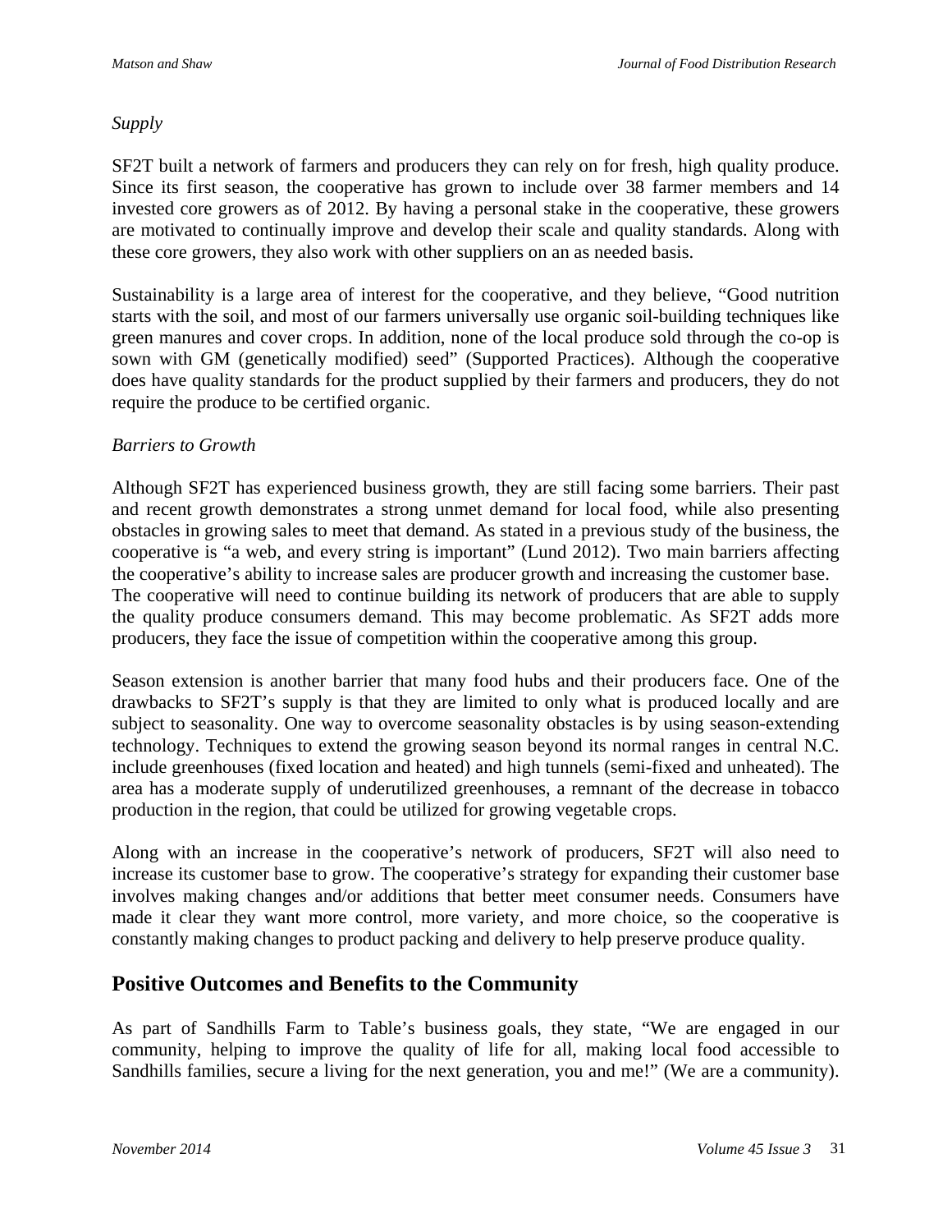*Supply*

SF2T built a network of farmers and producers they can rely on for fresh, high quality produce. Since its first season, the cooperative has grown to include over 38 farmer members and 14 invested core growers as of 2012. By having a personal stake in the cooperative, these growers are motivated to continually improve and develop their scale and quality standards. Along with these core growers, they also work with other suppliers on an as needed basis.

Sustainability is a large area of interest for the cooperative, and they believe, "Good nutrition starts with the soil, and most of our farmers universally use organic soil-building techniques like green manures and cover crops. In addition, none of the local produce sold through the co-op is sown with GM (genetically modified) seed" (Supported Practices). Although the cooperative does have quality standards for the product supplied by their farmers and producers, they do not require the produce to be certified organic.

*Barriers to Growth*

Although SF2T has experienced business growth, they are still facing some barriers. Their past and recent growth demonstrates a strong unmet demand for local food, while also presenting obstacles in growing sales to meet that demand. As stated in a previous study of the business, the cooperative is "a web, and every string is important" (Lund 2012). Two main barriers affecting the cooperative's ability to increase sales are producer growth and increasing the customer base. The cooperative will need to continue building its network of producers that are able to supply the quality produce consumers demand. This may become problematic. As SF2T adds more producers, they face the issue of competition within the cooperative among this group.

Season extension is another barrier that many food hubs and their producers face. One of the drawbacks to SF2T's supply is that they are limited to only what is produced locally and are subject to seasonality. One way to overcome seasonality obstacles is by using season-extending technology. Techniques to extend the growing season beyond its normal ranges in central N.C. include greenhouses (fixed location and heated) and high tunnels (semi-fixed and unheated). The area has a moderate supply of underutilized greenhouses, a remnant of the decrease in tobacco production in the region, that could be utilized for growing vegetable crops.

Along with an increase in the cooperative's network of producers, SF2T will also need to increase its customer base to grow. The cooperative's strategy for expanding their customer base involves making changes and/or additions that better meet consumer needs. Consumers have made it clear they want more control, more variety, and more choice, so the cooperative is constantly making changes to product packing and delivery to help preserve produce quality.

## Positive Outcomes and Benefits to the Community

As part of Sandhills Farm to Table's business goals, they state, "We are engaged in our community, helping to improve the quality of life for all, making local food accessible to Sandhills families, secure a living for the next generation, you and me!" (We are a community).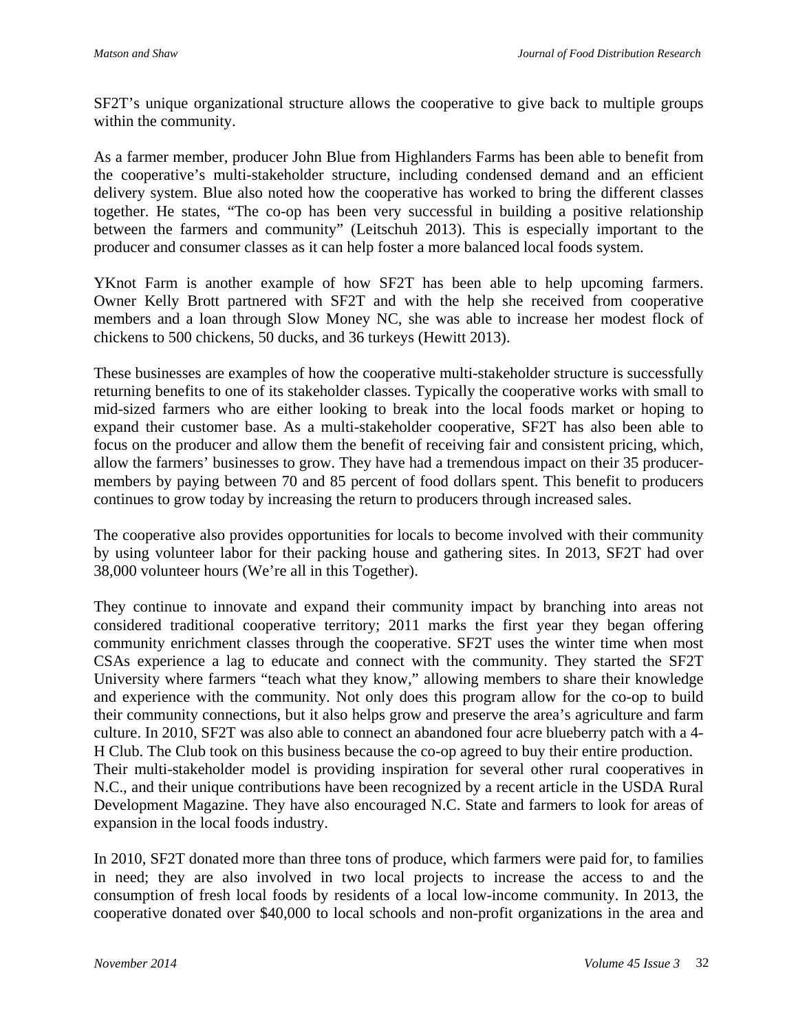SF2T's unique organizational structure allows the cooperative to give back to multiple groups within the community.

As a farmer member, producer John Blue from Highlanders Farms has been able to benefit from the cooperative's multi-stakeholder structure, including condensed demand and an efficient delivery system. Blue also noted how the cooperative has worked to bring the different classes together. He states, "The co-op has been very successful in building a positive relationship between the farmers and community" (Leitschuh 2013). This is especially important to the producer and consumer classes as it can help foster a more balanced local foods system.

YKnot Farm is another example of how SF2T has been able to help upcoming farmers. Owner Kelly Brott partnered with SF2T and with the help she received from cooperative members and a loan through Slow Money NC, she was able to increase her modest flock of chickens to 500 chickens, 50 ducks, and 36 turkeys (Hewitt 2013).

These businesses are examples of how the cooperative multi-stakeholder structure is successfully returning benefits to one of its stakeholder classes. Typically the cooperative works with small to mid-sized farmers who are either looking to break into the local foods market or hoping to expand their customer base. As a multi-stakeholder cooperative, SF2T has also been able to focus on the producer and allow them the benefit of receiving fair and consistent pricing, which, allow the farmers' businesses to grow. They have had a tremendous impact on their 35 producer-members by paying between 70 and 85 percent of food dollars spent. This benefit to producers continues to grow today by increasing the return to producers through increased sales.

The cooperative also provides opportunities for locals to become involved with their community by using volunteer labor for their packing house and gathering sites. In 2013, SF2T had over 38,000 volunteer hours (We're all in this Together).

They continue to innovate and expand their community impact by branching into areas not considered traditional cooperative territory; 2011 marks the first year they began offering community enrichment classes through the cooperative. SF2T uses the winter time when most CSAs experience a lag to educate and connect with the community. They started the SF2T University where farmers "teach what they know," allowing members to share their knowledge and experience with the community. Not only does this program allow for the co-op to build their community connections, but it also helps grow and preserve the area's agriculture and farm culture. In 2010, SF2T was also able to connect an abandoned four acre blueberry patch with a 4-H Club. The Club took on this business because the co-op agreed to buy their entire production.

Their multi-stakeholder model is providing inspiration for several other rural cooperatives in N.C., and their unique contributions have been recognized by a recent article in the USDA Rural Development Magazine. They have also encouraged N.C. State and farmers to look for areas of expansion in the local foods industry.

In 2010, SF2T donated more than three tons of produce, which farmers were paid for, to families in need; they are also involved in two local projects to increase the access to and the consumption of fresh local foods by residents of a local low-income community. In 2013, the cooperative donated over $40,000 to local schools and non-profit organizations in the area and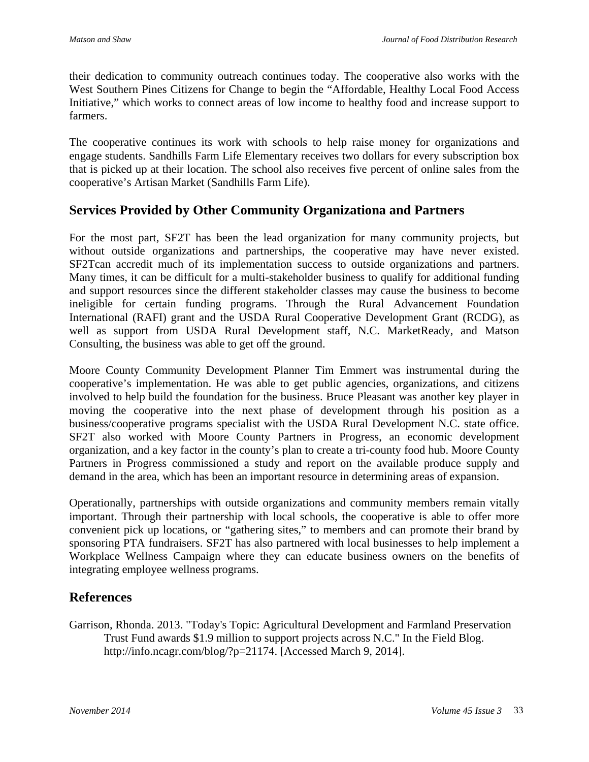their dedication to community outreach continues today. The cooperative also works with the West Southern Pines Citizens for Change to begin the "Affordable, Healthy Local Food Access Initiative," which works to connect areas of low income to healthy food and increase support to farmers.

The cooperative continues its work with schools to help raise money for organizations and engage students. Sandhills Farm Life Elementary receives two dollars for every subscription box that is picked up at their location. The school also receives five percent of online sales from the cooperative's Artisan Market (Sandhills Farm Life).

## Services Provided by Other Community Organizationa and Partners

For the most part, SF2T has been the lead organization for many community projects, but without outside organizations and partnerships, the cooperative may have never existed. SF2Tcan accredit much of its implementation success to outside organizations and partners. Many times, it can be difficult for a multi-stakeholder business to qualify for additional funding and support resources since the different stakeholder classes may cause the business to become ineligible for certain funding programs. Through the Rural Advancement Foundation International (RAFI) grant and the USDA Rural Cooperative Development Grant (RCDG), as well as support from USDA Rural Development staff, N.C. MarketReady, and Matson Consulting, the business was able to get off the ground.

Moore County Community Development Planner Tim Emmert was instrumental during the cooperative's implementation. He was able to get public agencies, organizations, and citizens involved to help build the foundation for the business. Bruce Pleasant was another key player in moving the cooperative into the next phase of development through his position as a business/cooperative programs specialist with the USDA Rural Development N.C. state office. SF2T also worked with Moore County Partners in Progress, an economic development organization, and a key factor in the county's plan to create a tri-county food hub. Moore County Partners in Progress commissioned a study and report on the available produce supply and demand in the area, which has been an important resource in determining areas of expansion.

Operationally, partnerships with outside organizations and community members remain vitally important. Through their partnership with local schools, the cooperative is able to offer more convenient pick up locations, or "gathering sites," to members and can promote their brand by sponsoring PTA fundraisers. SF2T has also partnered with local businesses to help implement a Workplace Wellness Campaign where they can educate business owners on the benefits of integrating employee wellness programs.

## References

Garrison, Rhonda. 2013. "Today's Topic: Agricultural Development and Farmland Preservation Trust Fund awards $1.9 million to support projects across N.C." In the Field Blog. http://info.ncagr.com/blog/?p=21174. [Accessed March 9, 2014].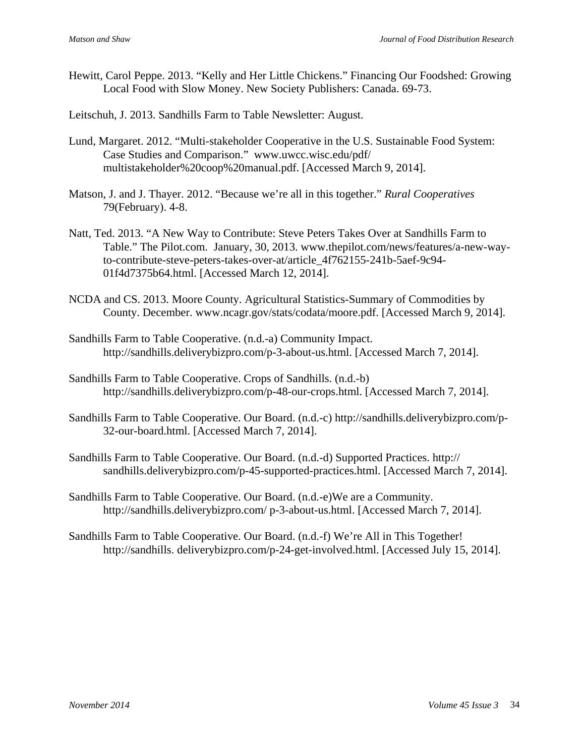Hewitt, Carol Peppe. 2013. “Kelly and Her Little Chickens.” Financing Our Foodshed: Growing Local Food with Slow Money. New Society Publishers: Canada. 69-73.

Leitschuh, J. 2013. Sandhills Farm to Table Newsletter: August.

Lund, Margaret. 2012. “Multi-stakeholder Cooperative in the U.S. Sustainable Food System: Case Studies and Comparison.” www.uwcc.wisc.edu/pdf/multistakeholder%20coop%20manual.pdf. [Accessed March 9, 2014].

Matson, J. and J. Thayer. 2012. “Because we’re all in this together.” *Rural Cooperatives* 79(February). 4-8.

Natt, Ted. 2013. “A New Way to Contribute: Steve Peters Takes Over at Sandhills Farm to Table.” The Pilot.com. January, 30, 2013. www.thepilot.com/news/features/a-new-way-to-contribute-steve-peters-takes-over-at/article_4f762155-241b-5aef-9c94-01f4d7375b64.html. [Accessed March 12, 2014].

NCDA and CS. 2013. Moore County. Agricultural Statistics-Summary of Commodities by County. December. www.ncagr.gov/stats/codata/moore.pdf. [Accessed March 9, 2014].

Sandhills Farm to Table Cooperative. (n.d.-a) Community Impact. http://sandhills.deliverybizpro.com/p-3-about-us.html. [Accessed March 7, 2014].

Sandhills Farm to Table Cooperative. Crops of Sandhills. (n.d.-b) http://sandhills.deliverybizpro.com/p-48-our-crops.html. [Accessed March 7, 2014].

Sandhills Farm to Table Cooperative. Our Board. (n.d.-c) http://sandhills.deliverybizpro.com/p-32-our-board.html. [Accessed March 7, 2014].

Sandhills Farm to Table Cooperative. Our Board. (n.d.-d) Supported Practices. http://sandhills.deliverybizpro.com/p-45-supported-practices.html. [Accessed March 7, 2014].

Sandhills Farm to Table Cooperative. Our Board. (n.d.-e)We are a Community. http://sandhills.deliverybizpro.com/ p-3-about-us.html. [Accessed March 7, 2014].

Sandhills Farm to Table Cooperative. Our Board. (n.d.-f) We’re All in This Together! http://sandhills. deliverybizpro.com/p-24-get-involved.html. [Accessed July 15, 2014].